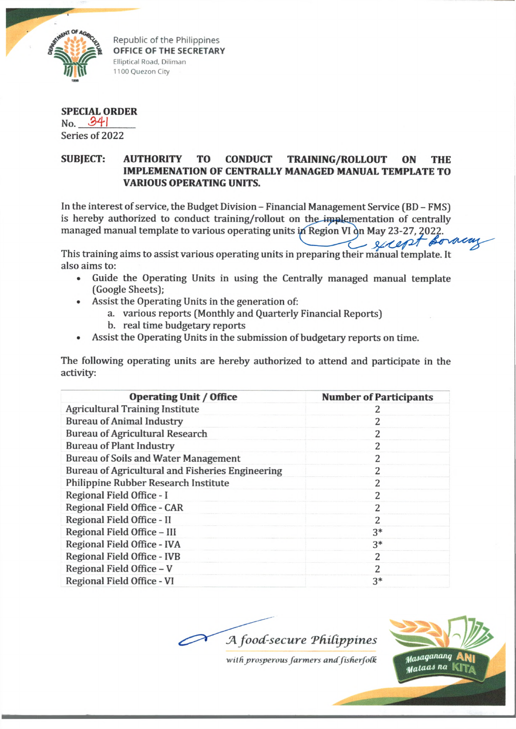Republic of the Philippines
**OFFICE OF THE SECRETARY**
Elliptical Road, Diliman
1100 Quezon City

**SPECIAL ORDER**
No. 341
Series of 2022

**SUBJECT: AUTHORITY TO CONDUCT TRAINING/ROLLOUT ON THE IMPLEMENATION OF CENTRALLY MANAGED MANUAL TEMPLATE TO VARIOUS OPERATING UNITS.**

In the interest of service, the Budget Division – Financial Management Service (BD – FMS) is hereby authorized to conduct training/rollout on the ~~implementation~~ of centrally managed manual template to various operating units in Region VI on May 23-27, 2022. except Boracay

This training aims to assist various operating units in preparing their manual template. It also aims to:

- Guide the Operating Units in using the Centrally managed manual template (Google Sheets);
- Assist the Operating Units in the generation of:
  a. various reports (Monthly and Quarterly Financial Reports)
  b. real time budgetary reports
- Assist the Operating Units in the submission of budgetary reports on time.

The following operating units are hereby authorized to attend and participate in the activity:

| Operating Unit / Office | Number of Participants |
|---|---|
| Agricultural Training Institute | 2 |
| Bureau of Animal Industry | 2 |
| Bureau of Agricultural Research | 2 |
| Bureau of Plant Industry | 2 |
| Bureau of Soils and Water Management | 2 |
| Bureau of Agricultural and Fisheries Engineering | 2 |
| Philippine Rubber Research Institute | 2 |
| Regional Field Office - I | 2 |
| Regional Field Office - CAR | 2 |
| Regional Field Office - II | 2 |
| Regional Field Office – III | 3* |
| Regional Field Office - IVA | 3* |
| Regional Field Office - IVB | 2 |
| Regional Field Office – V | 2 |
| Regional Field Office - VI | 3* |

*A food-secure Philippines*
*with prosperous farmers and fisherfolk*

Masaganang ANI Mataas na KITA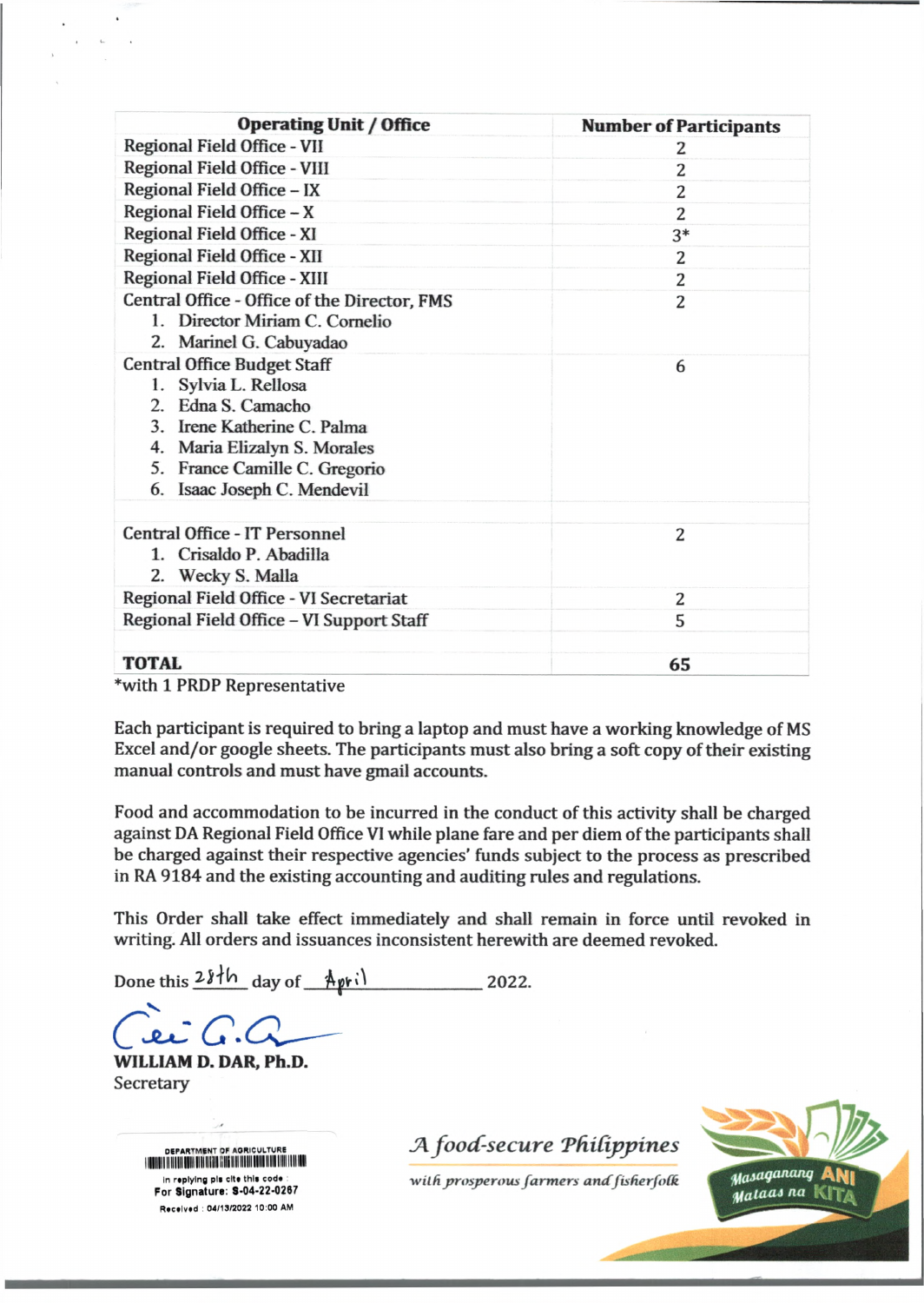| Operating Unit / Office | Number of Participants |
|---|---|
| Regional Field Office - VII | 2 |
| Regional Field Office - VIII | 2 |
| Regional Field Office – IX | 2 |
| Regional Field Office – X | 2 |
| Regional Field Office - XI | 3* |
| Regional Field Office - XII | 2 |
| Regional Field Office - XIII | 2 |
| Central Office - Office of the Director, FMS<br>1. Director Miriam C. Cornelio<br>2. Marinel G. Cabuyadao | 2 |
| Central Office Budget Staff<br>1. Sylvia L. Rellosa<br>2. Edna S. Camacho<br>3. Irene Katherine C. Palma<br>4. Maria Elizalyn S. Morales<br>5. France Camille C. Gregorio<br>6. Isaac Joseph C. Mendevil | 6 |
| | |
| Central Office - IT Personnel<br>1. Crisaldo P. Abadilla<br>2. Wecky S. Malla | 2 |
| Regional Field Office - VI Secretariat | 2 |
| Regional Field Office – VI Support Staff | 5 |
| | |
| **TOTAL** | **65** |

*with 1 PRDP Representative

Each participant is required to bring a laptop and must have a working knowledge of MS Excel and/or google sheets. The participants must also bring a soft copy of their existing manual controls and must have gmail accounts.

Food and accommodation to be incurred in the conduct of this activity shall be charged against DA Regional Field Office VI while plane fare and per diem of the participants shall be charged against their respective agencies' funds subject to the process as prescribed in RA 9184 and the existing accounting and auditing rules and regulations.

This Order shall take effect immediately and shall remain in force until revoked in writing. All orders and issuances inconsistent herewith are deemed revoked.

Done this 28th day of April 2022.

**WILLIAM D. DAR, Ph.D.**
Secretary

DEPARTMENT OF AGRICULTURE
In replying pls cite this code :
For Signature: S-04-22-0267
Received : 04/13/2022 10:00 AM

*A food-secure Philippines*
*with prosperous farmers and fisherfolk*

Masaganang ANI Mataas na KITA